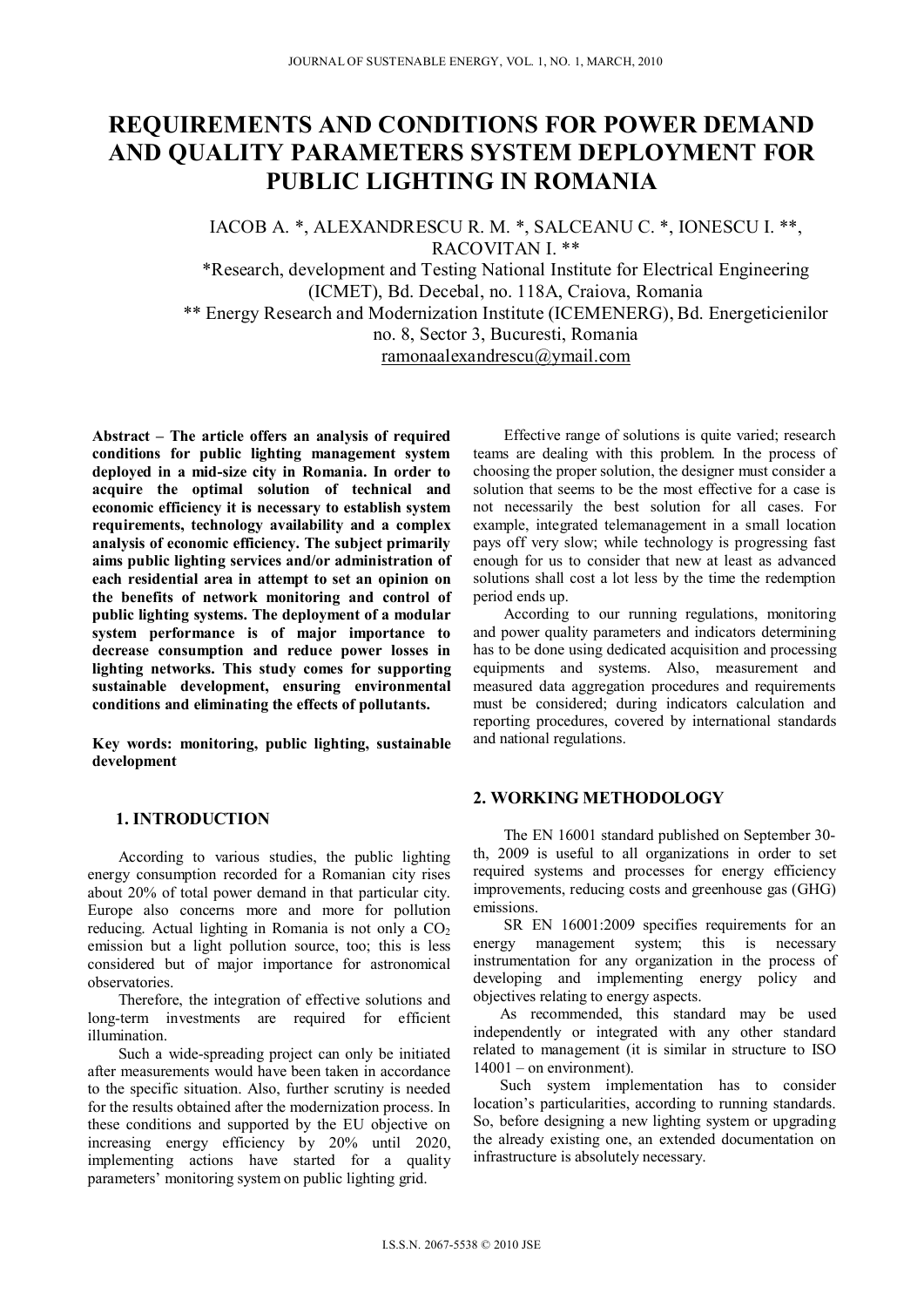# REQUIREMENTS AND CONDITIONS FOR POWER DEMAND AND QUALITY PARAMETERS SYSTEM DEPLOYMENT FOR PUBLIC LIGHTING IN ROMANIA

IACOB A. *, ALEXANDRESCU R. M. *, SALCEANU C. *, IONESCU I. **, RACOVITAN I. **

*Research, development and Testing National Institute for Electrical Engineering (ICMET), Bd. Decebal, no. 118A, Craiova, Romania

** Energy Research and Modernization Institute (ICEMENERG), Bd. Energeticienilor no. 8, Sector 3, Bucuresti, Romania

ramonaalexandrescu@ymail.com

**Abstract – The article offers an analysis of required conditions for public lighting management system deployed in a mid-size city in Romania. In order to acquire the optimal solution of technical and economic efficiency it is necessary to establish system requirements, technology availability and a complex analysis of economic efficiency. The subject primarily aims public lighting services and/or administration of each residential area in attempt to set an opinion on the benefits of network monitoring and control of public lighting systems. The deployment of a modular system performance is of major importance to decrease consumption and reduce power losses in lighting networks. This study comes for supporting sustainable development, ensuring environmental conditions and eliminating the effects of pollutants.**

**Key words: monitoring, public lighting, sustainable development**

## 1. INTRODUCTION

According to various studies, the public lighting energy consumption recorded for a Romanian city rises about 20% of total power demand in that particular city. Europe also concerns more and more for pollution reducing. Actual lighting in Romania is not only a $CO_2$ emission but a light pollution source, too; this is less considered but of major importance for astronomical observatories.

Therefore, the integration of effective solutions and long-term investments are required for efficient illumination.

Such a wide-spreading project can only be initiated after measurements would have been taken in accordance to the specific situation. Also, further scrutiny is needed for the results obtained after the modernization process. In these conditions and supported by the EU objective on increasing energy efficiency by 20% until 2020, implementing actions have started for a quality parameters' monitoring system on public lighting grid.

Effective range of solutions is quite varied; research teams are dealing with this problem. In the process of choosing the proper solution, the designer must consider a solution that seems to be the most effective for a case is not necessarily the best solution for all cases. For example, integrated telemanagement in a small location pays off very slow; while technology is progressing fast enough for us to consider that new at least as advanced solutions shall cost a lot less by the time the redemption period ends up.

According to our running regulations, monitoring and power quality parameters and indicators determining has to be done using dedicated acquisition and processing equipments and systems. Also, measurement and measured data aggregation procedures and requirements must be considered; during indicators calculation and reporting procedures, covered by international standards and national regulations.

## 2. WORKING METHODOLOGY

The EN 16001 standard published on September 30-th, 2009 is useful to all organizations in order to set required systems and processes for energy efficiency improvements, reducing costs and greenhouse gas (GHG) emissions.

SR EN 16001:2009 specifies requirements for an energy management system; this is necessary instrumentation for any organization in the process of developing and implementing energy policy and objectives relating to energy aspects.

As recommended, this standard may be used independently or integrated with any other standard related to management (it is similar in structure to ISO 14001 – on environment).

Such system implementation has to consider location's particularities, according to running standards. So, before designing a new lighting system or upgrading the already existing one, an extended documentation on infrastructure is absolutely necessary.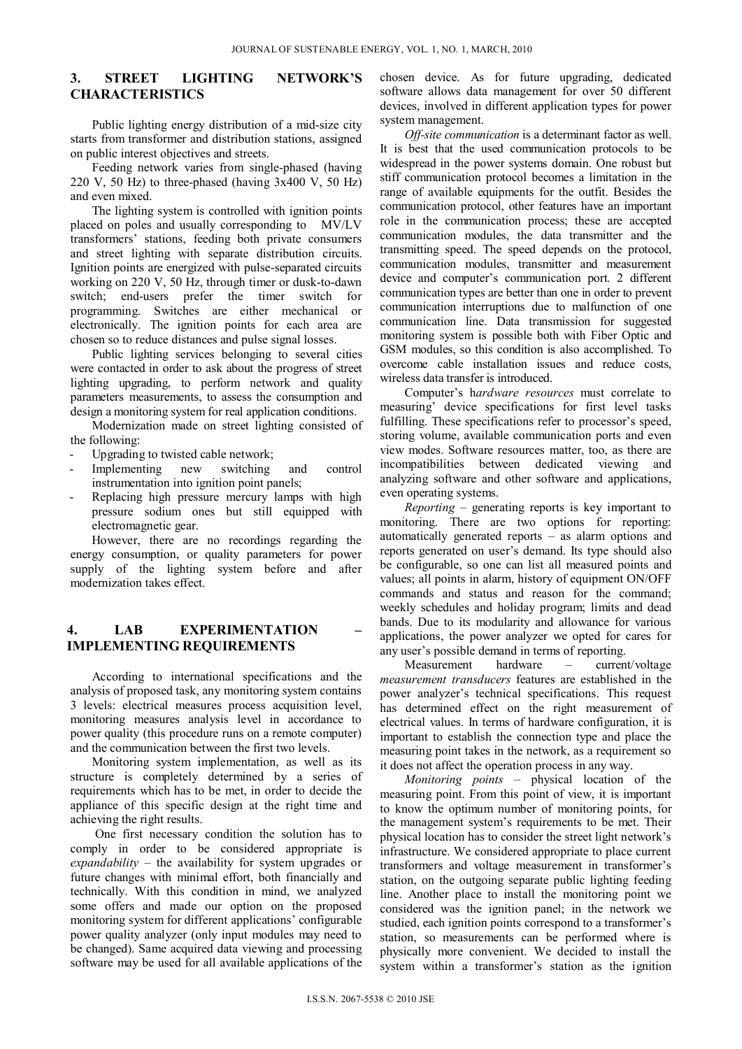## 3. STREET LIGHTING NETWORK'S CHARACTERISTICS

Public lighting energy distribution of a mid-size city starts from transformer and distribution stations, assigned on public interest objectives and streets.

Feeding network varies from single-phased (having 220 V, 50 Hz) to three-phased (having 3x400 V, 50 Hz) and even mixed.

The lighting system is controlled with ignition points placed on poles and usually corresponding to MV/LV transformers' stations, feeding both private consumers and street lighting with separate distribution circuits. Ignition points are energized with pulse-separated circuits working on 220 V, 50 Hz, through timer or dusk-to-dawn switch; end-users prefer the timer switch for programming. Switches are either mechanical or electronically. The ignition points for each area are chosen so to reduce distances and pulse signal losses.

Public lighting services belonging to several cities were contacted in order to ask about the progress of street lighting upgrading, to perform network and quality parameters measurements, to assess the consumption and design a monitoring system for real application conditions.

Modernization made on street lighting consisted of the following:

- Upgrading to twisted cable network;
- Implementing new switching and control instrumentation into ignition point panels;
- Replacing high pressure mercury lamps with high pressure sodium ones but still equipped with electromagnetic gear.

However, there are no recordings regarding the energy consumption, or quality parameters for power supply of the lighting system before and after modernization takes effect.

## 4. LAB EXPERIMENTATION – IMPLEMENTING REQUIREMENTS

According to international specifications and the analysis of proposed task, any monitoring system contains 3 levels: electrical measures process acquisition level, monitoring measures analysis level in accordance to power quality (this procedure runs on a remote computer) and the communication between the first two levels.

Monitoring system implementation, as well as its structure is completely determined by a series of requirements which has to be met, in order to decide the appliance of this specific design at the right time and achieving the right results.

One first necessary condition the solution has to comply in order to be considered appropriate is *expandability* – the availability for system upgrades or future changes with minimal effort, both financially and technically. With this condition in mind, we analyzed some offers and made our option on the proposed monitoring system for different applications' configurable power quality analyzer (only input modules may need to be changed). Same acquired data viewing and processing software may be used for all available applications of the chosen device. As for future upgrading, dedicated software allows data management for over 50 different devices, involved in different application types for power system management.

*Off-site communication* is a determinant factor as well. It is best that the used communication protocols to be widespread in the power systems domain. One robust but stiff communication protocol becomes a limitation in the range of available equipments for the outfit. Besides the communication protocol, other features have an important role in the communication process; these are accepted communication modules, the data transmitter and the transmitting speed. The speed depends on the protocol, communication modules, transmitter and measurement device and computer's communication port. 2 different communication types are better than one in order to prevent communication interruptions due to malfunction of one communication line. Data transmission for suggested monitoring system is possible both with Fiber Optic and GSM modules, so this condition is also accomplished. To overcome cable installation issues and reduce costs, wireless data transfer is introduced.

Computer's h*ardware resources* must correlate to measuring' device specifications for first level tasks fulfilling. These specifications refer to processor's speed, storing volume, available communication ports and even view modes. Software resources matter, too, as there are incompatibilities between dedicated viewing and analyzing software and other software and applications, even operating systems.

*Reporting* – generating reports is key important to monitoring. There are two options for reporting: automatically generated reports – as alarm options and reports generated on user's demand. Its type should also be configurable, so one can list all measured points and values; all points in alarm, history of equipment ON/OFF commands and status and reason for the command; weekly schedules and holiday program; limits and dead bands. Due to its modularity and allowance for various applications, the power analyzer we opted for cares for any user's possible demand in terms of reporting.

Measurement hardware – current/voltage *measurement transducers* features are established in the power analyzer's technical specifications. This request has determined effect on the right measurement of electrical values. In terms of hardware configuration, it is important to establish the connection type and place the measuring point takes in the network, as a requirement so it does not affect the operation process in any way.

*Monitoring points* – physical location of the measuring point. From this point of view, it is important to know the optimum number of monitoring points, for the management system's requirements to be met. Their physical location has to consider the street light network's infrastructure. We considered appropriate to place current transformers and voltage measurement in transformer's station, on the outgoing separate public lighting feeding line. Another place to install the monitoring point we considered was the ignition panel; in the network we studied, each ignition points correspond to a transformer's station, so measurements can be performed where is physically more convenient. We decided to install the system within a transformer's station as the ignition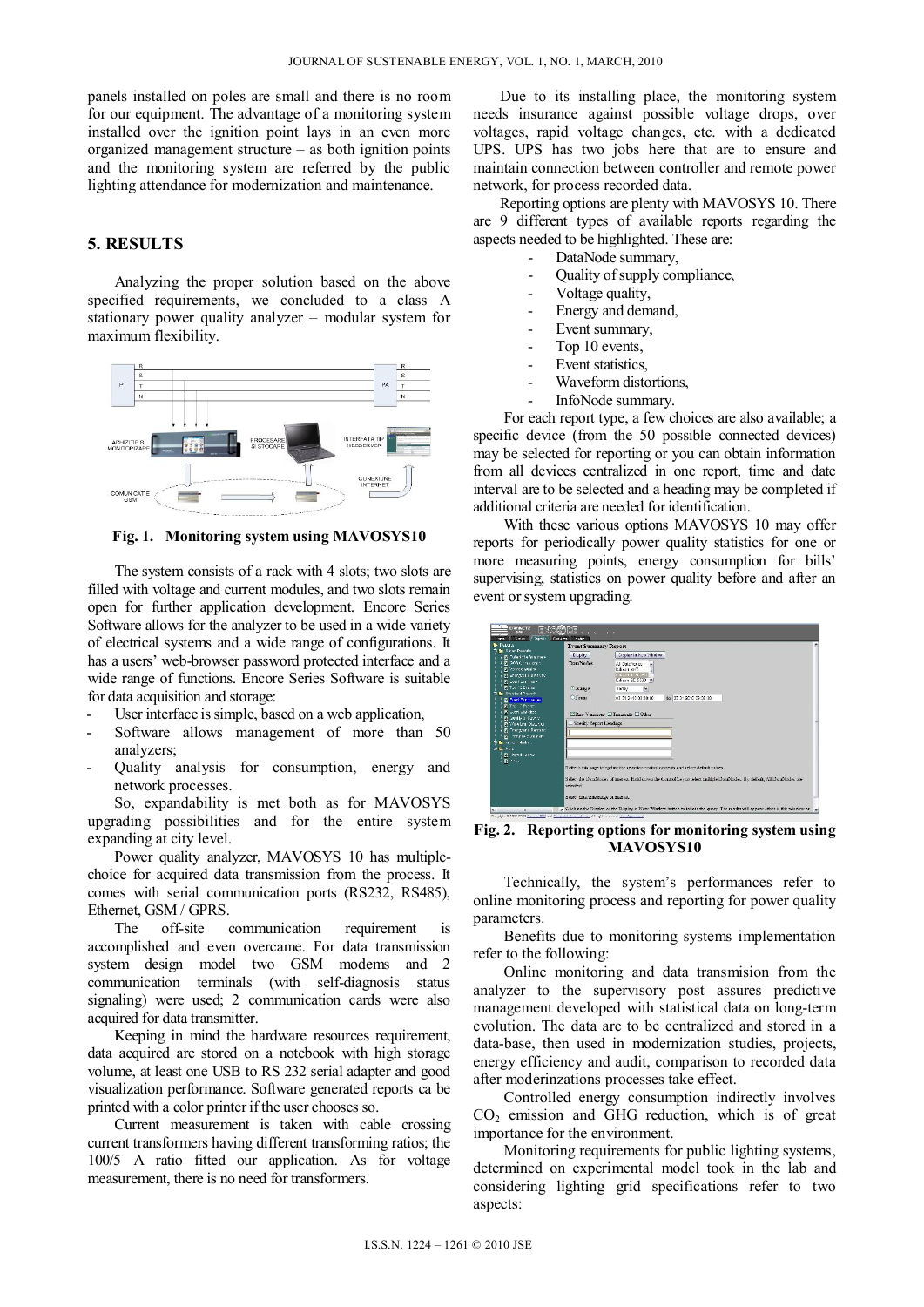panels installed on poles are small and there is no room for our equipment. The advantage of a monitoring system installed over the ignition point lays in an even more organized management structure – as both ignition points and the monitoring system are referred by the public lighting attendance for modernization and maintenance.

## 5. RESULTS

Analyzing the proper solution based on the above specified requirements, we concluded to a class A stationary power quality analyzer – modular system for maximum flexibility.

**Fig. 1. Monitoring system using MAVOSYS10**

The system consists of a rack with 4 slots; two slots are filled with voltage and current modules, and two slots remain open for further application development. Encore Series Software allows for the analyzer to be used in a wide variety of electrical systems and a wide range of configurations. It has a users' web-browser password protected interface and a wide range of functions. Encore Series Software is suitable for data acquisition and storage:

- User interface is simple, based on a web application,
- Software allows management of more than 50 analyzers;
- Quality analysis for consumption, energy and network processes.

So, expandability is met both as for MAVOSYS upgrading possibilities and for the entire system expanding at city level.

Power quality analyzer, MAVOSYS 10 has multiple-choice for acquired data transmission from the process. It comes with serial communication ports (RS232, RS485), Ethernet, GSM / GPRS.

The off-site communication requirement is accomplished and even overcame. For data transmission system design model two GSM modems and 2 communication terminals (with self-diagnosis status signaling) were used; 2 communication cards were also acquired for data transmitter.

Keeping in mind the hardware resources requirement, data acquired are stored on a notebook with high storage volume, at least one USB to RS 232 serial adapter and good visualization performance. Software generated reports ca be printed with a color printer if the user chooses so.

Current measurement is taken with cable crossing current transformers having different transforming ratios; the 100/5 A ratio fitted our application. As for voltage measurement, there is no need for transformers.

Due to its installing place, the monitoring system needs insurance against possible voltage drops, over voltages, rapid voltage changes, etc. with a dedicated UPS. UPS has two jobs here that are to ensure and maintain connection between controller and remote power network, for process recorded data.

Reporting options are plenty with MAVOSYS 10. There are 9 different types of available reports regarding the aspects needed to be highlighted. These are:

- DataNode summary,
- Quality of supply compliance,
- Voltage quality,
- Energy and demand,
- Event summary,
- Top 10 events,
- Event statistics,
- Waveform distortions,
- InfoNode summary.

For each report type, a few choices are also available; a specific device (from the 50 possible connected devices) may be selected for reporting or you can obtain information from all devices centralized in one report, time and date interval are to be selected and a heading may be completed if additional criteria are needed for identification.

With these various options MAVOSYS 10 may offer reports for periodically power quality statistics for one or more measuring points, energy consumption for bills' supervising, statistics on power quality before and after an event or system upgrading.

**Fig. 2. Reporting options for monitoring system using MAVOSYS10**

Technically, the system's performances refer to online monitoring process and reporting for power quality parameters.

Benefits due to monitoring systems implementation refer to the following:

Online monitoring and data transmision from the analyzer to the supervisory post assures predictive management developed with statistical data on long-term evolution. The data are to be centralized and stored in a data-base, then used in modernization studies, projects, energy efficiency and audit, comparison to recorded data after moderinzations processes take effect.

Controlled energy consumption indirectly involves $CO_2$ emission and GHG reduction, which is of great importance for the environment.

Monitoring requirements for public lighting systems, determined on experimental model took in the lab and considering lighting grid specifications refer to two aspects: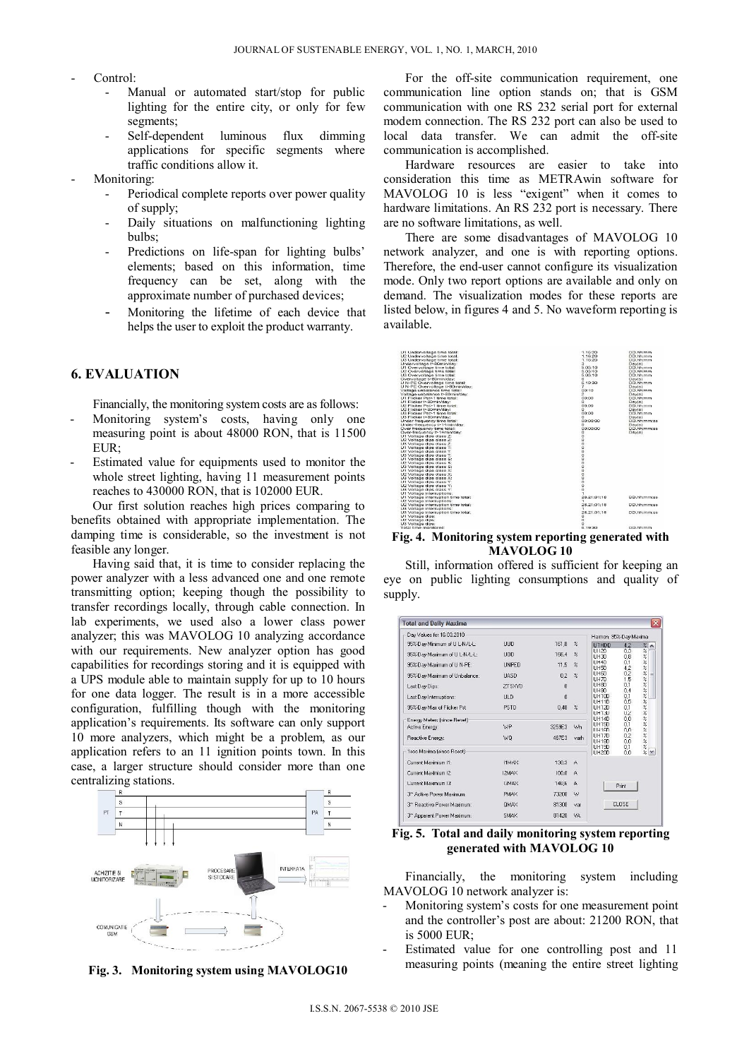- Control:
  - Manual or automated start/stop for public lighting for the entire city, or only for few segments;
  - Self-dependent luminous flux dimming applications for specific segments where traffic conditions allow it.
- Monitoring:
  - Periodical complete reports over power quality of supply;
  - Daily situations on malfunctioning lighting bulbs;
  - Predictions on life-span for lighting bulbs' elements; based on this information, time frequency can be set, along with the approximate number of purchased devices;
  - Monitoring the lifetime of each device that helps the user to exploit the product warranty.

## 6. EVALUATION

Financially, the monitoring system costs are as follows:

- Monitoring system's costs, having only one measuring point is about 48000 RON, that is 11500 EUR;
- Estimated value for equipments used to monitor the whole street lighting, having 11 measurement points reaches to 430000 RON, that is 102000 EUR.

Our first solution reaches high prices comparing to benefits obtained with appropriate implementation. The damping time is considerable, so the investment is not feasible any longer.

Having said that, it is time to consider replacing the power analyzer with a less advanced one and one remote transmitting option; keeping though the possibility to transfer recordings locally, through cable connection. In lab experiments, we used also a lower class power analyzer; this was MAVOLOG 10 analyzing accordance with our requirements. New analyzer option has good capabilities for recordings storing and it is equipped with a UPS module able to maintain supply for up to 10 hours for one data logger. The result is in a more accessible configuration, fulfilling though with the monitoring application's requirements. Its software can only support 10 more analyzers, which might be a problem, as our application refers to an 11 ignition points town. In this case, a larger structure should consider more than one centralizing stations.

**Fig. 3. Monitoring system using MAVOLOG10**

For the off-site communication requirement, one communication line option stands on; that is GSM communication with one RS 232 serial port for external modem connection. The RS 232 port can also be used to local data transfer. We can admit the off-site communication is accomplished.

Hardware resources are easier to take into consideration this time as METRAwin software for MAVOLOG 10 is less "exigent" when it comes to hardware limitations. An RS 232 port is necessary. There are no software limitations, as well.

There are some disadvantages of MAVOLOG 10 network analyzer, and one is with reporting options. Therefore, the end-user cannot configure its visualization mode. Only two report options are available and only on demand. The visualization modes for these reports are listed below, in figures 4 and 5. No waveform reporting is available.

**Fig. 4. Monitoring system reporting generated with MAVOLOG 10**

Still, information offered is sufficient for keeping an eye on public lighting consumptions and quality of supply.

**Fig. 5. Total and daily monitoring system reporting generated with MAVOLOG 10**

Financially, the monitoring system including MAVOLOG 10 network analyzer is:

- Monitoring system's costs for one measurement point and the controller's post are about: 21200 RON, that is 5000 EUR;
- Estimated value for one controlling post and 11 measuring points (meaning the entire street lighting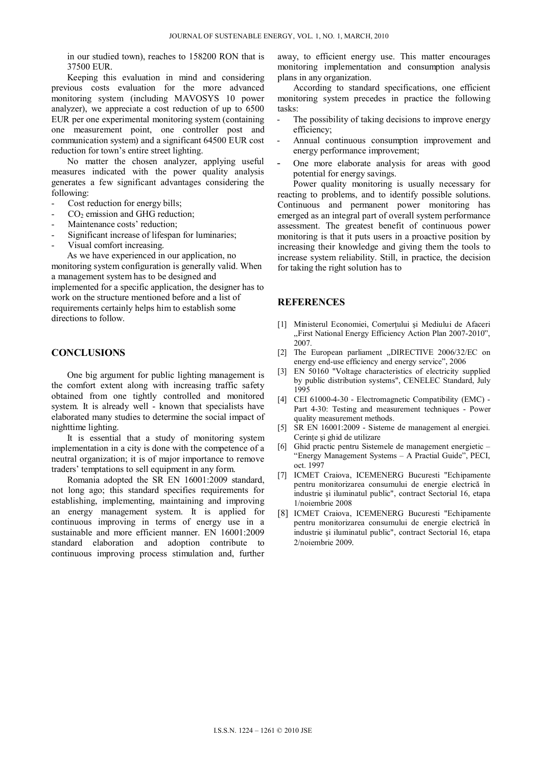in our studied town), reaches to 158200 RON that is 37500 EUR.

Keeping this evaluation in mind and considering previous costs evaluation for the more advanced monitoring system (including MAVOSYS 10 power analyzer), we appreciate a cost reduction of up to 6500 EUR per one experimental monitoring system (containing one measurement point, one controller post and communication system) and a significant 64500 EUR cost reduction for town's entire street lighting.

No matter the chosen analyzer, applying useful measures indicated with the power quality analysis generates a few significant advantages considering the following:

- Cost reduction for energy bills;
- $CO_2$ emission and GHG reduction;
- Maintenance costs' reduction;
- Significant increase of lifespan for luminaries;
- Visual comfort increasing.

As we have experienced in our application, no monitoring system configuration is generally valid. When a management system has to be designed and implemented for a specific application, the designer has to work on the structure mentioned before and a list of requirements certainly helps him to establish some directions to follow.

## CONCLUSIONS

One big argument for public lighting management is the comfort extent along with increasing traffic safety obtained from one tightly controlled and monitored system. It is already well - known that specialists have elaborated many studies to determine the social impact of nighttime lighting.

It is essential that a study of monitoring system implementation in a city is done with the competence of a neutral organization; it is of major importance to remove traders' temptations to sell equipment in any form.

Romania adopted the SR EN 16001:2009 standard, not long ago; this standard specifies requirements for establishing, implementing, maintaining and improving an energy management system. It is applied for continuous improving in terms of energy use in a sustainable and more efficient manner. EN 16001:2009 standard elaboration and adoption contribute to continuous improving process stimulation and, further away, to efficient energy use. This matter encourages monitoring implementation and consumption analysis plans in any organization.

According to standard specifications, one efficient monitoring system precedes in practice the following tasks:

- The possibility of taking decisions to improve energy efficiency;
- Annual continuous consumption improvement and energy performance improvement;
- One more elaborate analysis for areas with good potential for energy savings.

Power quality monitoring is usually necessary for reacting to problems, and to identify possible solutions. Continuous and permanent power monitoring has emerged as an integral part of overall system performance assessment. The greatest benefit of continuous power monitoring is that it puts users in a proactive position by increasing their knowledge and giving them the tools to increase system reliability. Still, in practice, the decision for taking the right solution has to

## REFERENCES

[1] Ministerul Economiei, Comerțului și Mediului de Afaceri „First National Energy Efficiency Action Plan 2007-2010", 2007.

[2] The European parliament „DIRECTIVE 2006/32/EC on energy end-use efficiency and energy service", 2006

[3] EN 50160 "Voltage characteristics of electricity supplied by public distribution systems", CENELEC Standard, July 1995

[4] CEI 61000-4-30 - Electromagnetic Compatibility (EMC) - Part 4-30: Testing and measurement techniques - Power quality measurement methods.

[5] SR EN 16001:2009 - Sisteme de management al energiei. Cerințe și ghid de utilizare

[6] Ghid practic pentru Sistemele de management energetic – "Energy Management Systems – A Practial Guide", PECI, oct. 1997

[7] ICMET Craiova, ICEMENERG Bucuresti "Echipamente pentru monitorizarea consumului de energie electrică în industrie și iluminatul public", contract Sectorial 16, etapa 1/noiembrie 2008

[8] ICMET Craiova, ICEMENERG Bucuresti "Echipamente pentru monitorizarea consumului de energie electrică în industrie și iluminatul public", contract Sectorial 16, etapa 2/noiembrie 2009.